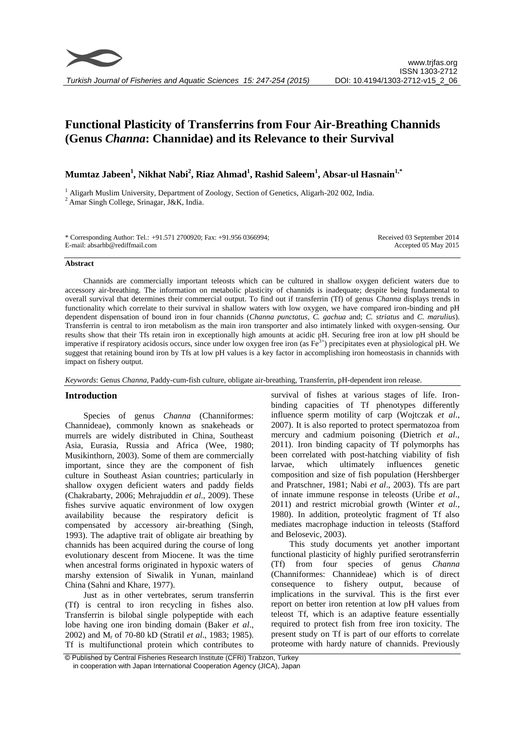# Functional Plasticity of Transferrins from Four Air-Breathing Channids (Genus *Channa*: Channidae) and its Relevance to their Survival

**Mumtaz Jabeen[1], Nikhat Nabi[2], Riaz Ahmad[1], Rashid Saleem[1], Absar-ul Hasnain[1,*]**

[1] Aligarh Muslim University, Department of Zoology, Section of Genetics, Aligarh-202 002, India.
[2] Amar Singh College, Srinagar, J&K, India.

\* Corresponding Author: Tel.: +91.571 2700920; Fax: +91.956 0366994;
E-mail: absarhb@rediffmail.com

Received 03 September 2014
Accepted 05 May 2015

## Abstract

Channids are commercially important teleosts which can be cultured in shallow oxygen deficient waters due to accessory air-breathing. The information on metabolic plasticity of channids is inadequate; despite being fundamental to overall survival that determines their commercial output. To find out if transferrin (Tf) of genus *Channa* displays trends in functionality which correlate to their survival in shallow waters with low oxygen, we have compared iron-binding and pH dependent dispensation of bound iron in four channids (*Channa punctatus*, *C. gachua* and; *C. striatus* and *C. marulius*). Transferrin is central to iron metabolism as the main iron transporter and also intimately linked with oxygen-sensing. Our results show that their Tfs retain iron in exceptionally high amounts at acidic pH. Securing free iron at low pH should be imperative if respiratory acidosis occurs, since under low oxygen free iron (as $Fe^{3+}$) precipitates even at physiological pH. We suggest that retaining bound iron by Tfs at low pH values is a key factor in accomplishing iron homeostasis in channids with impact on fishery output.

*Keywords*: Genus *Channa*, Paddy-cum-fish culture, obligate air-breathing, Transferrin, pH-dependent iron release.

## Introduction

Species of genus *Channa* (Channiformes: Channideae), commonly known as snakeheads or murrels are widely distributed in China, Southeast Asia, Eurasia, Russia and Africa (Wee, 1980; Musikinthorn, 2003). Some of them are commercially important, since they are the component of fish culture in Southeast Asian countries; particularly in shallow oxygen deficient waters and paddy fields (Chakrabarty, 2006; Mehrajuddin *et al.*, 2009). These fishes survive aquatic environment of low oxygen availability because the respiratory deficit is compensated by accessory air-breathing (Singh, 1993). The adaptive trait of obligate air breathing by channids has been acquired during the course of long evolutionary descent from Miocene. It was the time when ancestral forms originated in hypoxic waters of marshy extension of Siwalik in Yunan, mainland China (Sahni and Khare, 1977).

Just as in other vertebrates, serum transferrin (Tf) is central to iron recycling in fishes also. Transferrin is bilobal single polypeptide with each lobe having one iron binding domain (Baker *et al*., 2002) and $M_r$ of 70-80 kD (Stratil *et al*., 1983; 1985). Tf is multifunctional protein which contributes to survival of fishes at various stages of life. Iron-binding capacities of Tf phenotypes differently influence sperm motility of carp (Wojtczak *et al*., 2007). It is also reported to protect spermatozoa from mercury and cadmium poisoning (Dietrich *et al*., 2011). Iron binding capacity of Tf polymorphs has been correlated with post-hatching viability of fish larvae, which ultimately influences genetic composition and size of fish population (Hershberger and Pratschner, 1981; Nabi *et al*., 2003). Tfs are part of innate immune response in teleosts (Uribe *et al*., 2011) and restrict microbial growth (Winter *et al*., 1980). In addition, proteolytic fragment of Tf also mediates macrophage induction in teleosts (Stafford and Belosevic, 2003).

This study documents yet another important functional plasticity of highly purified serotransferrin (Tf) from four species of genus *Channa* (Channiformes: Channideae) which is of direct consequence to fishery output, because of implications in the survival. This is the first ever report on better iron retention at low pH values from teleost Tf, which is an adaptive feature essentially required to protect fish from free iron toxicity. The present study on Tf is part of our efforts to correlate proteome with hardy nature of channids. Previously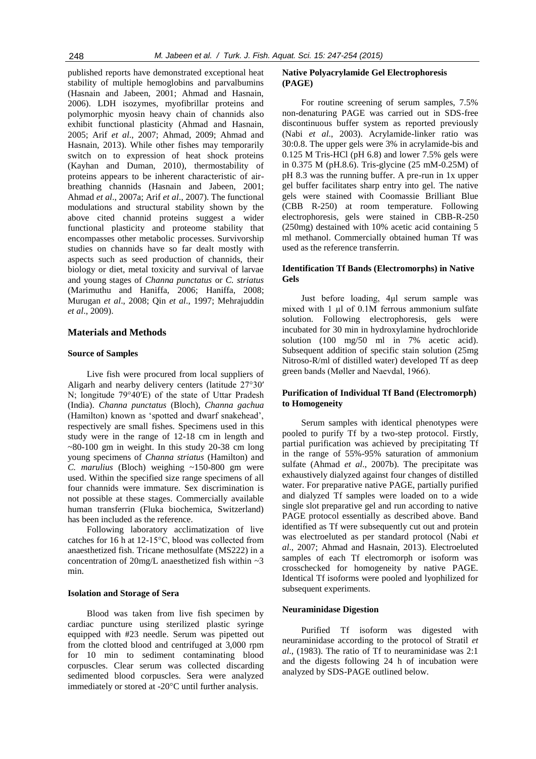published reports have demonstrated exceptional heat stability of multiple hemoglobins and parvalbumins (Hasnain and Jabeen, 2001; Ahmad and Hasnain, 2006). LDH isozymes, myofibrillar proteins and polymorphic myosin heavy chain of channids also exhibit functional plasticity (Ahmad and Hasnain, 2005; Arif *et al*., 2007; Ahmad, 2009; Ahmad and Hasnain, 2013). While other fishes may temporarily switch on to expression of heat shock proteins (Kayhan and Duman, 2010), thermostability of proteins appears to be inherent characteristic of air-breathing channids (Hasnain and Jabeen, 2001; Ahmad *et al*., 2007a; Arif *et al*., 2007). The functional modulations and structural stability shown by the above cited channid proteins suggest a wider functional plasticity and proteome stability that encompasses other metabolic processes. Survivorship studies on channids have so far dealt mostly with aspects such as seed production of channids, their biology or diet, metal toxicity and survival of larvae and young stages of *Channa punctatus* or *C. striatus* (Marimuthu and Haniffa, 2006; Haniffa, 2008; Murugan *et al*., 2008; Qin *et al*., 1997; Mehrajuddin *et al*., 2009).

## Materials and Methods

### Source of Samples

Live fish were procured from local suppliers of Aligarh and nearby delivery centers (latitude 27°30′ N; longitude 79°40′E) of the state of Uttar Pradesh (India). *Channa punctatus* (Bloch), *Channa gachua* (Hamilton) known as 'spotted and dwarf snakehead', respectively are small fishes. Specimens used in this study were in the range of 12-18 cm in length and ~80-100 gm in weight. In this study 20-38 cm long young specimens of *Channa striatus* (Hamilton) and *C. marulius* (Bloch) weighing ~150-800 gm were used. Within the specified size range specimens of all four channids were immature. Sex discrimination is not possible at these stages. Commercially available human transferrin (Fluka biochemica, Switzerland) has been included as the reference.

Following laboratory acclimatization of live catches for 16 h at 12-15°C, blood was collected from anaesthetized fish. Tricane methosulfate (MS222) in a concentration of 20mg/L anaesthetized fish within ~3 min.

### Isolation and Storage of Sera

Blood was taken from live fish specimen by cardiac puncture using sterilized plastic syringe equipped with #23 needle. Serum was pipetted out from the clotted blood and centrifuged at 3,000 rpm for 10 min to sediment contaminating blood corpuscles. Clear serum was collected discarding sedimented blood corpuscles. Sera were analyzed immediately or stored at -20°C until further analysis.

### Native Polyacrylamide Gel Electrophoresis (PAGE)

For routine screening of serum samples, 7.5% non-denaturing PAGE was carried out in SDS-free discontinuous buffer system as reported previously (Nabi *et al*., 2003). Acrylamide-linker ratio was 30:0.8. The upper gels were 3% in acrylamide-bis and 0.125 M Tris-HCl (pH 6.8) and lower 7.5% gels were in 0.375 M (pH.8.6). Tris-glycine (25 mM-0.25M) of pH 8.3 was the running buffer. A pre-run in 1x upper gel buffer facilitates sharp entry into gel. The native gels were stained with Coomassie Brilliant Blue (CBB R-250) at room temperature. Following electrophoresis, gels were stained in CBB-R-250 (250mg) destained with 10% acetic acid containing 5 ml methanol. Commercially obtained human Tf was used as the reference transferrin.

### Identification Tf Bands (Electromorphs) in Native Gels

Just before loading, 4μl serum sample was mixed with 1 μl of 0.1M ferrous ammonium sulfate solution. Following electrophoresis, gels were incubated for 30 min in hydroxylamine hydrochloride solution (100 mg/50 ml in 7% acetic acid). Subsequent addition of specific stain solution (25mg Nitroso-R/ml of distilled water) developed Tf as deep green bands (Møller and Naevdal, 1966).

### Purification of Individual Tf Band (Electromorph) to Homogeneity

Serum samples with identical phenotypes were pooled to purify Tf by a two-step protocol. Firstly, partial purification was achieved by precipitating Tf in the range of 55%-95% saturation of ammonium sulfate (Ahmad *et al*., 2007b). The precipitate was exhaustively dialyzed against four changes of distilled water. For preparative native PAGE, partially purified and dialyzed Tf samples were loaded on to a wide single slot preparative gel and run according to native PAGE protocol essentially as described above. Band identified as Tf were subsequently cut out and protein was electroeluted as per standard protocol (Nabi *et al*., 2007; Ahmad and Hasnain, 2013). Electroeluted samples of each Tf electromorph or isoform was crosschecked for homogeneity by native PAGE. Identical Tf isoforms were pooled and lyophilized for subsequent experiments.

### Neuraminidase Digestion

Purified Tf isoform was digested with neuraminidase according to the protocol of Stratil *et al*., (1983). The ratio of Tf to neuraminidase was 2:1 and the digests following 24 h of incubation were analyzed by SDS-PAGE outlined below.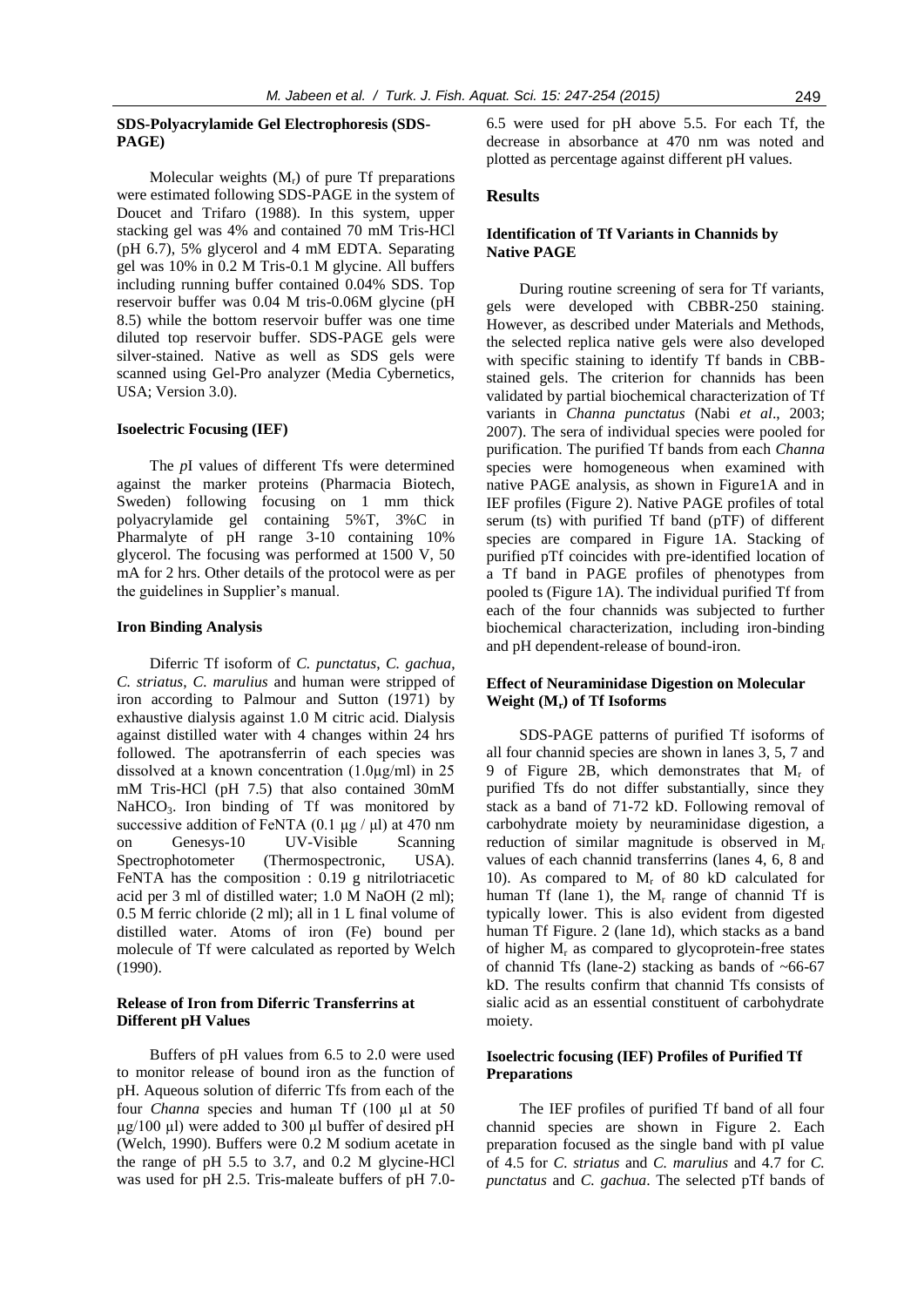### SDS-Polyacrylamide Gel Electrophoresis (SDS-PAGE)

Molecular weights ($M_r$) of pure Tf preparations were estimated following SDS-PAGE in the system of Doucet and Trifaro (1988). In this system, upper stacking gel was 4% and contained 70 mM Tris-HCl (pH 6.7), 5% glycerol and 4 mM EDTA. Separating gel was 10% in 0.2 M Tris-0.1 M glycine. All buffers including running buffer contained 0.04% SDS. Top reservoir buffer was 0.04 M tris-0.06M glycine (pH 8.5) while the bottom reservoir buffer was one time diluted top reservoir buffer. SDS-PAGE gels were silver-stained. Native as well as SDS gels were scanned using Gel-Pro analyzer (Media Cybernetics, USA; Version 3.0).

### Isoelectric Focusing (IEF)

The *p*I values of different Tfs were determined against the marker proteins (Pharmacia Biotech, Sweden) following focusing on 1 mm thick polyacrylamide gel containing 5%T, 3%C in Pharmalyte of pH range 3-10 containing 10% glycerol. The focusing was performed at 1500 V, 50 mA for 2 hrs. Other details of the protocol were as per the guidelines in Supplier's manual.

### Iron Binding Analysis

Diferric Tf isoform of *C. punctatus*, *C. gachua*, *C. striatus*, *C. marulius* and human were stripped of iron according to Palmour and Sutton (1971) by exhaustive dialysis against 1.0 M citric acid. Dialysis against distilled water with 4 changes within 24 hrs followed. The apotransferrin of each species was dissolved at a known concentration (1.0µg/ml) in 25 mM Tris-HCl (pH 7.5) that also contained 30mM $NaHCO_3$. Iron binding of Tf was monitored by successive addition of FeNTA (0.1 µg / µl) at 470 nm on Genesys-10 UV-Visible Scanning Spectrophotometer (Thermospectronic, USA). FeNTA has the composition : 0.19 g nitrilotriacetic acid per 3 ml of distilled water; 1.0 M NaOH (2 ml); 0.5 M ferric chloride (2 ml); all in 1 L final volume of distilled water. Atoms of iron (Fe) bound per molecule of Tf were calculated as reported by Welch (1990).

### Release of Iron from Diferric Transferrins at Different pH Values

Buffers of pH values from 6.5 to 2.0 were used to monitor release of bound iron as the function of pH. Aqueous solution of diferric Tfs from each of the four *Channa* species and human Tf (100 µl at 50 µg/100 µl) were added to 300 µl buffer of desired pH (Welch, 1990). Buffers were 0.2 M sodium acetate in the range of pH 5.5 to 3.7, and 0.2 M glycine-HCl was used for pH 2.5. Tris-maleate buffers of pH 7.0-6.5 were used for pH above 5.5. For each Tf, the decrease in absorbance at 470 nm was noted and plotted as percentage against different pH values.

## Results

### Identification of Tf Variants in Channids by Native PAGE

During routine screening of sera for Tf variants, gels were developed with CBBR-250 staining. However, as described under Materials and Methods, the selected replica native gels were also developed with specific staining to identify Tf bands in CBB-stained gels. The criterion for channids has been validated by partial biochemical characterization of Tf variants in *Channa punctatus* (Nabi *et al*., 2003; 2007). The sera of individual species were pooled for purification. The purified Tf bands from each *Channa* species were homogeneous when examined with native PAGE analysis, as shown in Figure1A and in IEF profiles (Figure 2). Native PAGE profiles of total serum (ts) with purified Tf band (pTF) of different species are compared in Figure 1A. Stacking of purified pTf coincides with pre-identified location of a Tf band in PAGE profiles of phenotypes from pooled ts (Figure 1A). The individual purified Tf from each of the four channids was subjected to further biochemical characterization, including iron-binding and pH dependent-release of bound-iron.

### Effect of Neuraminidase Digestion on Molecular Weight ($M_r$) of Tf Isoforms

SDS-PAGE patterns of purified Tf isoforms of all four channid species are shown in lanes 3, 5, 7 and 9 of Figure 2B, which demonstrates that $M_r$ of purified Tfs do not differ substantially, since they stack as a band of 71-72 kD. Following removal of carbohydrate moiety by neuraminidase digestion, a reduction of similar magnitude is observed in $M_r$ values of each channid transferrins (lanes 4, 6, 8 and 10). As compared to $M_r$ of 80 kD calculated for human Tf (lane 1), the $M_r$ range of channid Tf is typically lower. This is also evident from digested human Tf Figure. 2 (lane 1d), which stacks as a band of higher $M_r$ as compared to glycoprotein-free states of channid Tfs (lane-2) stacking as bands of ~66-67 kD. The results confirm that channid Tfs consists of sialic acid as an essential constituent of carbohydrate moiety.

### Isoelectric focusing (IEF) Profiles of Purified Tf Preparations

The IEF profiles of purified Tf band of all four channid species are shown in Figure 2. Each preparation focused as the single band with pI value of 4.5 for *C. striatus* and *C. marulius* and 4.7 for *C. punctatus* and *C. gachua*. The selected pTf bands of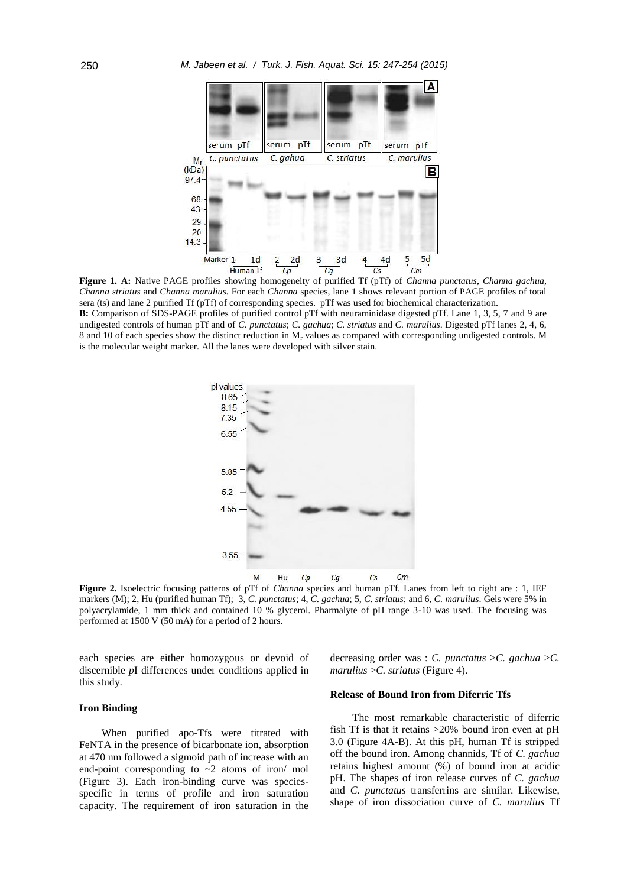**Figure 1. A:** Native PAGE profiles showing homogeneity of purified Tf (pTf) of *Channa punctatus*, *Channa gachua*, *Channa striatus* and *Channa marulius*. For each *Channa* species, lane 1 shows relevant portion of PAGE profiles of total sera (ts) and lane 2 purified Tf (pTf) of corresponding species. pTf was used for biochemical characterization.
**B:** Comparison of SDS-PAGE profiles of purified control pTf with neuraminidase digested pTf. Lane 1, 3, 5, 7 and 9 are undigested controls of human pTf and of *C. punctatus*; *C. gachua*; *C. striatus* and *C. marulius*. Digested pTf lanes 2, 4, 6, 8 and 10 of each species show the distinct reduction in $M_r$ values as compared with corresponding undigested controls. M is the molecular weight marker. All the lanes were developed with silver stain.

**Figure 2.** Isoelectric focusing patterns of pTf of *Channa* species and human pTf. Lanes from left to right are : 1, IEF markers (M); 2, Hu (purified human Tf); 3, *C. punctatus*; 4, *C. gachua*; 5, *C. striatus*; and 6, *C. marulius*. Gels were 5% in polyacrylamide, 1 mm thick and contained 10 % glycerol. Pharmalyte of pH range 3-10 was used. The focusing was performed at 1500 V (50 mA) for a period of 2 hours.

each species are either homozygous or devoid of discernible *p*I differences under conditions applied in this study.

### Iron Binding

When purified apo-Tfs were titrated with FeNTA in the presence of bicarbonate ion, absorption at 470 nm followed a sigmoid path of increase with an end-point corresponding to ~2 atoms of iron/ mol (Figure 3). Each iron-binding curve was species-specific in terms of profile and iron saturation capacity. The requirement of iron saturation in the decreasing order was : *C. punctatus* >*C. gachua* >*C. marulius* >*C. striatus* (Figure 4).

### Release of Bound Iron from Diferric Tfs

The most remarkable characteristic of diferric fish Tf is that it retains >20% bound iron even at pH 3.0 (Figure 4A-B). At this pH, human Tf is stripped off the bound iron. Among channids, Tf of *C. gachua* retains highest amount (%) of bound iron at acidic pH. The shapes of iron release curves of *C. gachua* and *C. punctatus* transferrins are similar. Likewise, shape of iron dissociation curve of *C. marulius* Tf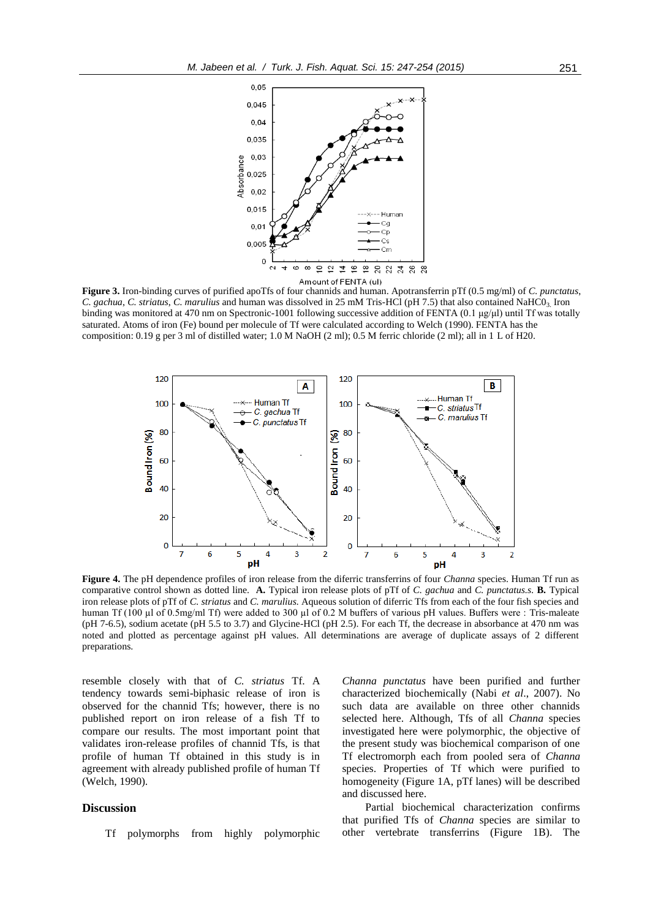**Figure 3.** Iron-binding curves of purified apoTfs of four channids and human. Apotransferrin pTf (0.5 mg/ml) of *C. punctatus*, *C. gachua*, *C. striatus*, *C. marulius* and human was dissolved in 25 mM Tris-HCl (pH 7.5) that also contained $NaHCO_3$. Iron binding was monitored at 470 nm on Spectronic-1001 following successive addition of FENTA (0.1 µg/µl) until Tf was totally saturated. Atoms of iron (Fe) bound per molecule of Tf were calculated according to Welch (1990). FENTA has the composition: 0.19 g per 3 ml of distilled water; 1.0 M NaOH (2 ml); 0.5 M ferric chloride (2 ml); all in 1 L of H20.

**Figure 4.** The pH dependence profiles of iron release from the diferric transferrins of four *Channa* species. Human Tf run as comparative control shown as dotted line. **A.** Typical iron release plots of pTf of *C. gachua* and *C. punctatus.s.* **B.** Typical iron release plots of pTf of *C. striatus* and *C. marulius.* Aqueous solution of diferric Tfs from each of the four fish species and human Tf (100 µl of 0.5mg/ml Tf) were added to 300 µl of 0.2 M buffers of various pH values. Buffers were : Tris-maleate (pH 7-6.5), sodium acetate (pH 5.5 to 3.7) and Glycine-HCl (pH 2.5). For each Tf, the decrease in absorbance at 470 nm was noted and plotted as percentage against pH values. All determinations are average of duplicate assays of 2 different preparations.

resemble closely with that of *C. striatus* Tf. A tendency towards semi-biphasic release of iron is observed for the channid Tfs; however, there is no published report on iron release of a fish Tf to compare our results. The most important point that validates iron-release profiles of channid Tfs, is that profile of human Tf obtained in this study is in agreement with already published profile of human Tf (Welch, 1990).

## Discussion

Tf polymorphs from highly polymorphic *Channa punctatus* have been purified and further characterized biochemically (Nabi *et al*., 2007). No such data are available on three other channids selected here. Although, Tfs of all *Channa* species investigated here were polymorphic, the objective of the present study was biochemical comparison of one Tf electromorph each from pooled sera of *Channa* species. Properties of Tf which were purified to homogeneity (Figure 1A, pTf lanes) will be described and discussed here.

Partial biochemical characterization confirms that purified Tfs of *Channa* species are similar to other vertebrate transferrins (Figure 1B). The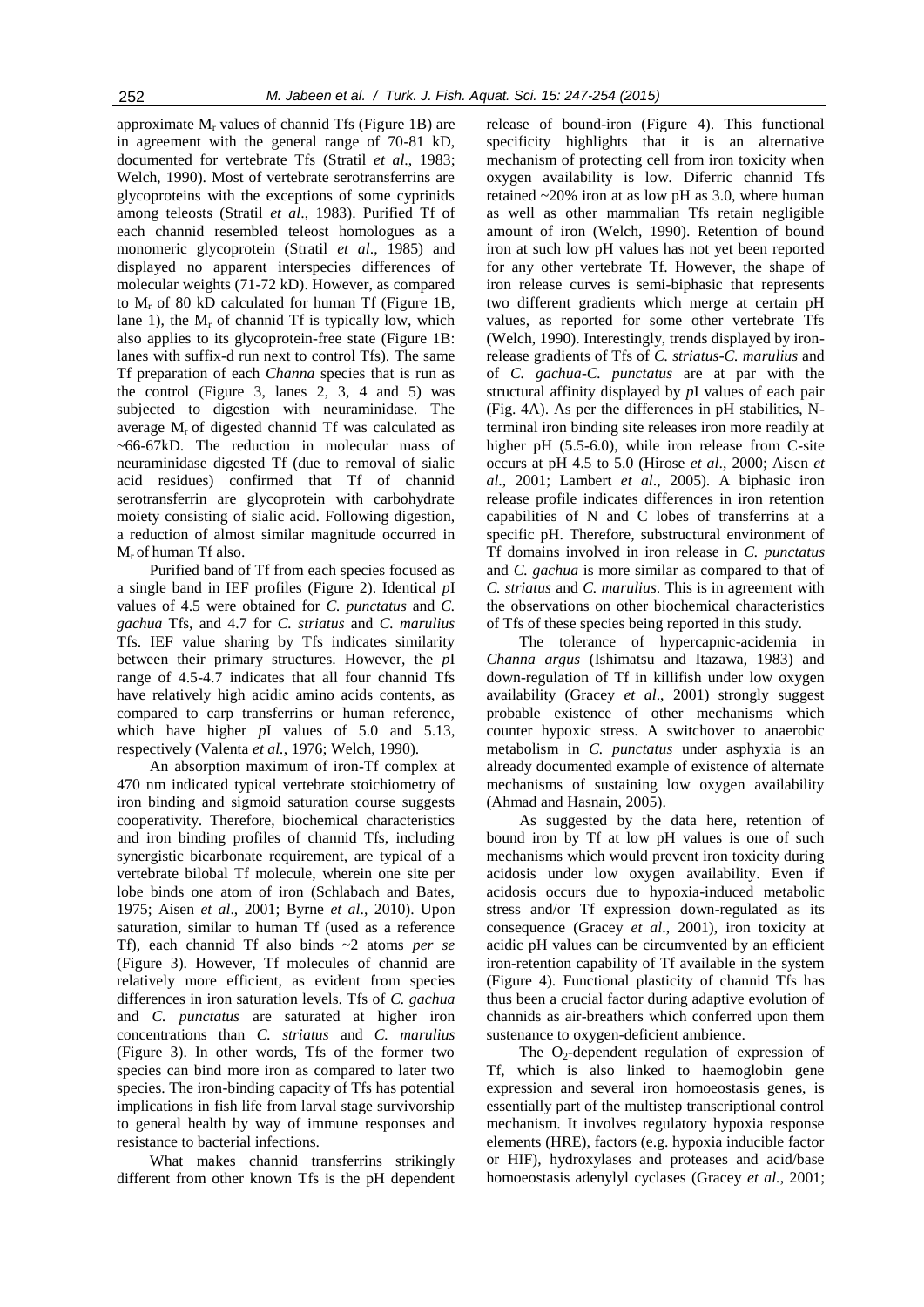approximate $M_r$ values of channid Tfs (Figure 1B) are in agreement with the general range of 70-81 kD, documented for vertebrate Tfs (Stratil *et al*., 1983; Welch, 1990). Most of vertebrate serotransferrins are glycoproteins with the exceptions of some cyprinids among teleosts (Stratil *et al*., 1983). Purified Tf of each channid resembled teleost homologues as a monomeric glycoprotein (Stratil *et al*., 1985) and displayed no apparent interspecies differences of molecular weights (71-72 kD). However, as compared to $M_r$ of 80 kD calculated for human Tf (Figure 1B, lane 1), the $M_r$ of channid Tf is typically low, which also applies to its glycoprotein-free state (Figure 1B: lanes with suffix-d run next to control Tfs). The same Tf preparation of each *Channa* species that is run as the control (Figure 3, lanes 2, 3, 4 and 5) was subjected to digestion with neuraminidase. The average $M_r$ of digested channid Tf was calculated as ~66-67kD. The reduction in molecular mass of neuraminidase digested Tf (due to removal of sialic acid residues) confirmed that Tf of channid serotransferrin are glycoprotein with carbohydrate moiety consisting of sialic acid. Following digestion, a reduction of almost similar magnitude occurred in $M_r$ of human Tf also.

Purified band of Tf from each species focused as a single band in IEF profiles (Figure 2). Identical *p*I values of 4.5 were obtained for *C. punctatus* and *C. gachua* Tfs, and 4.7 for *C. striatus* and *C. marulius* Tfs. IEF value sharing by Tfs indicates similarity between their primary structures. However, the *p*I range of 4.5-4.7 indicates that all four channid Tfs have relatively high acidic amino acids contents, as compared to carp transferrins or human reference, which have higher *p*I values of 5.0 and 5.13, respectively (Valenta *et al.*, 1976; Welch, 1990).

An absorption maximum of iron-Tf complex at 470 nm indicated typical vertebrate stoichiometry of iron binding and sigmoid saturation course suggests cooperativity. Therefore, biochemical characteristics and iron binding profiles of channid Tfs, including synergistic bicarbonate requirement, are typical of a vertebrate bilobal Tf molecule, wherein one site per lobe binds one atom of iron (Schlabach and Bates, 1975; Aisen *et al*., 2001; Byrne *et al*., 2010). Upon saturation, similar to human Tf (used as a reference Tf), each channid Tf also binds ~2 atoms *per se* (Figure 3). However, Tf molecules of channid are relatively more efficient, as evident from species differences in iron saturation levels. Tfs of *C. gachua* and *C. punctatus* are saturated at higher iron concentrations than *C. striatus* and *C. marulius* (Figure 3). In other words, Tfs of the former two species can bind more iron as compared to later two species. The iron-binding capacity of Tfs has potential implications in fish life from larval stage survivorship to general health by way of immune responses and resistance to bacterial infections.

What makes channid transferrins strikingly different from other known Tfs is the pH dependent release of bound-iron (Figure 4). This functional specificity highlights that it is an alternative mechanism of protecting cell from iron toxicity when oxygen availability is low. Diferric channid Tfs retained ~20% iron at as low pH as 3.0, where human as well as other mammalian Tfs retain negligible amount of iron (Welch, 1990). Retention of bound iron at such low pH values has not yet been reported for any other vertebrate Tf. However, the shape of iron release curves is semi-biphasic that represents two different gradients which merge at certain pH values, as reported for some other vertebrate Tfs (Welch, 1990). Interestingly, trends displayed by iron-release gradients of Tfs of *C. striatus*-*C. marulius* and of *C. gachua*-*C. punctatus* are at par with the structural affinity displayed by *p*I values of each pair (Fig. 4A). As per the differences in pH stabilities, N-terminal iron binding site releases iron more readily at higher pH (5.5-6.0), while iron release from C-site occurs at pH 4.5 to 5.0 (Hirose *et al*., 2000; Aisen *et al*., 2001; Lambert *et al*., 2005). A biphasic iron release profile indicates differences in iron retention capabilities of N and C lobes of transferrins at a specific pH. Therefore, substructural environment of Tf domains involved in iron release in *C. punctatus* and *C. gachua* is more similar as compared to that of *C. striatus* and *C. marulius*. This is in agreement with the observations on other biochemical characteristics of Tfs of these species being reported in this study.

The tolerance of hypercapnic-acidemia in *Channa argus* (Ishimatsu and Itazawa, 1983) and down-regulation of Tf in killifish under low oxygen availability (Gracey *et al*., 2001) strongly suggest probable existence of other mechanisms which counter hypoxic stress. A switchover to anaerobic metabolism in *C. punctatus* under asphyxia is an already documented example of existence of alternate mechanisms of sustaining low oxygen availability (Ahmad and Hasnain, 2005).

As suggested by the data here, retention of bound iron by Tf at low pH values is one of such mechanisms which would prevent iron toxicity during acidosis under low oxygen availability. Even if acidosis occurs due to hypoxia-induced metabolic stress and/or Tf expression down-regulated as its consequence (Gracey *et al*., 2001), iron toxicity at acidic pH values can be circumvented by an efficient iron-retention capability of Tf available in the system (Figure 4). Functional plasticity of channid Tfs has thus been a crucial factor during adaptive evolution of channids as air-breathers which conferred upon them sustenance to oxygen-deficient ambience.

The $O_2$-dependent regulation of expression of Tf, which is also linked to haemoglobin gene expression and several iron homoeostasis genes, is essentially part of the multistep transcriptional control mechanism. It involves regulatory hypoxia response elements (HRE), factors (e.g. hypoxia inducible factor or HIF), hydroxylases and proteases and acid/base homoeostasis adenylyl cyclases (Gracey *et al.*, 2001;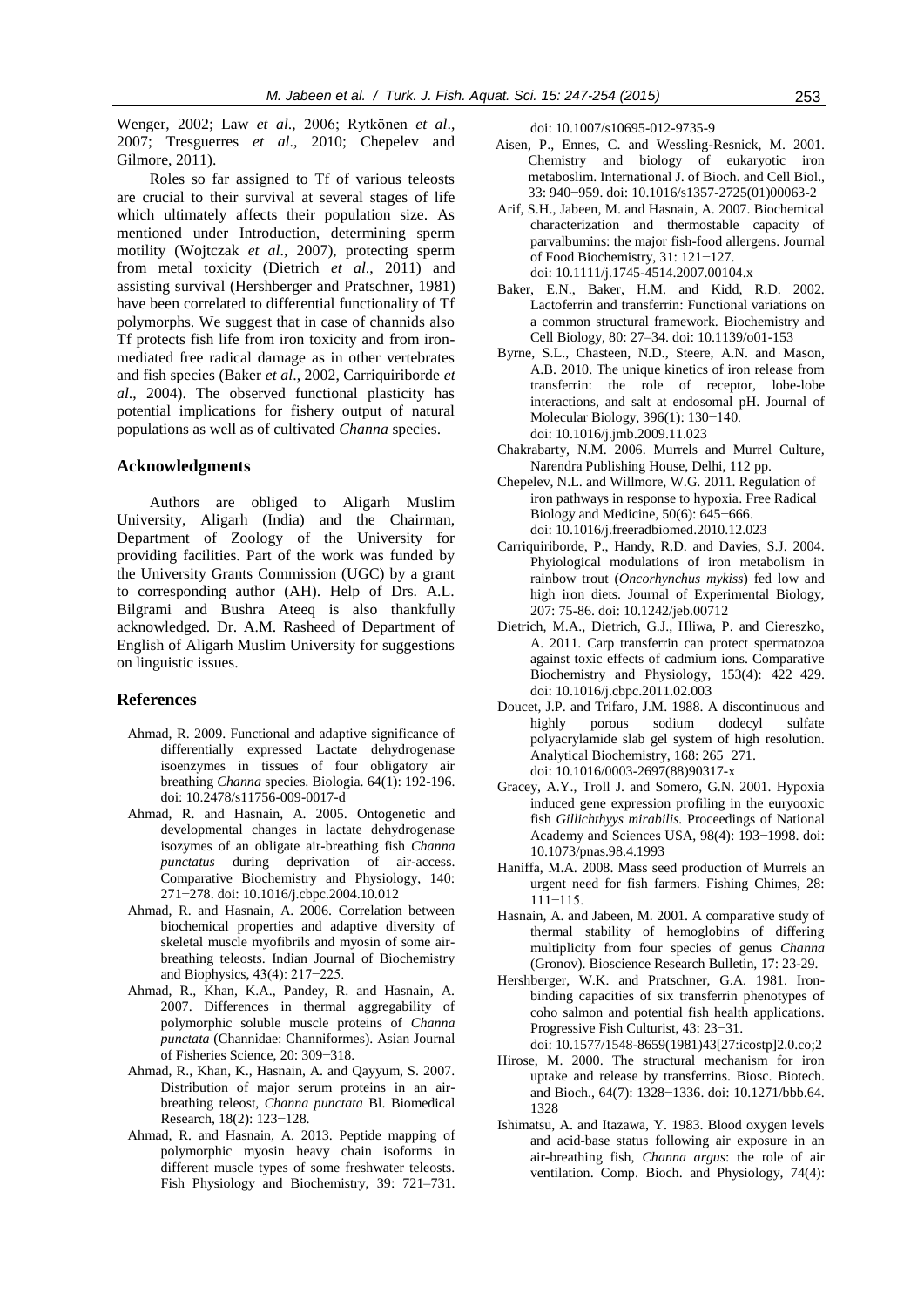Wenger, 2002; Law *et al*., 2006; Rytkönen *et al*., 2007; Tresguerres *et al*., 2010; Chepelev and Gilmore, 2011).

Roles so far assigned to Tf of various teleosts are crucial to their survival at several stages of life which ultimately affects their population size. As mentioned under Introduction, determining sperm motility (Wojtczak *et al*., 2007), protecting sperm from metal toxicity (Dietrich *et al*., 2011) and assisting survival (Hershberger and Pratschner, 1981) have been correlated to differential functionality of Tf polymorphs. We suggest that in case of channids also Tf protects fish life from iron toxicity and from iron-mediated free radical damage as in other vertebrates and fish species (Baker *et al*., 2002, Carriquiriborde *et al*., 2004). The observed functional plasticity has potential implications for fishery output of natural populations as well as of cultivated *Channa* species.

## Acknowledgments

Authors are obliged to Aligarh Muslim University, Aligarh (India) and the Chairman, Department of Zoology of the University for providing facilities. Part of the work was funded by the University Grants Commission (UGC) by a grant to corresponding author (AH). Help of Drs. A.L. Bilgrami and Bushra Ateeq is also thankfully acknowledged. Dr. A.M. Rasheed of Department of English of Aligarh Muslim University for suggestions on linguistic issues.

## References

- Ahmad, R. 2009. Functional and adaptive significance of differentially expressed Lactate dehydrogenase isoenzymes in tissues of four obligatory air breathing *Channa* species. Biologia. 64(1): 192-196. doi: 10.2478/s11756-009-0017-d
- Ahmad, R. and Hasnain, A. 2005. Ontogenetic and developmental changes in lactate dehydrogenase isozymes of an obligate air-breathing fish *Channa punctatus* during deprivation of air-access. Comparative Biochemistry and Physiology, 140: 271−278. doi: 10.1016/j.cbpc.2004.10.012
- Ahmad, R. and Hasnain, A. 2006. Correlation between biochemical properties and adaptive diversity of skeletal muscle myofibrils and myosin of some air-breathing teleosts. Indian Journal of Biochemistry and Biophysics, 43(4): 217−225.
- Ahmad, R., Khan, K.A., Pandey, R. and Hasnain, A. 2007. Differences in thermal aggregability of polymorphic soluble muscle proteins of *Channa punctata* (Channidae: Channiformes). Asian Journal of Fisheries Science, 20: 309−318.
- Ahmad, R., Khan, K., Hasnain, A. and Qayyum, S. 2007. Distribution of major serum proteins in an air-breathing teleost, *Channa punctata* Bl. Biomedical Research, 18(2): 123−128.
- Ahmad, R. and Hasnain, A. 2013. Peptide mapping of polymorphic myosin heavy chain isoforms in different muscle types of some freshwater teleosts. Fish Physiology and Biochemistry, 39: 721–731. doi: 10.1007/s10695-012-9735-9
- Aisen, P., Ennes, C. and Wessling-Resnick, M. 2001. Chemistry and biology of eukaryotic iron metaboslim. International J. of Bioch. and Cell Biol., 33: 940−959. doi: 10.1016/s1357-2725(01)00063-2
- Arif, S.H., Jabeen, M. and Hasnain, A. 2007. Biochemical characterization and thermostable capacity of parvalbumins: the major fish-food allergens. Journal of Food Biochemistry, 31: 121−127. doi: 10.1111/j.1745-4514.2007.00104.x
- Baker, E.N., Baker, H.M. and Kidd, R.D. 2002. Lactoferrin and transferrin: Functional variations on a common structural framework. Biochemistry and Cell Biology, 80: 27–34. doi: 10.1139/o01-153
- Byrne, S.L., Chasteen, N.D., Steere, A.N. and Mason, A.B. 2010. The unique kinetics of iron release from transferrin: the role of receptor, lobe-lobe interactions, and salt at endosomal pH. Journal of Molecular Biology, 396(1): 130−140. doi: 10.1016/j.jmb.2009.11.023
- Chakrabarty, N.M. 2006. Murrels and Murrel Culture, Narendra Publishing House, Delhi, 112 pp.
- Chepelev, N.L. and Willmore, W.G. 2011. Regulation of iron pathways in response to hypoxia. Free Radical Biology and Medicine, 50(6): 645−666. doi: 10.1016/j.freeradbiomed.2010.12.023
- Carriquiriborde, P., Handy, R.D. and Davies, S.J. 2004. Phyiological modulations of iron metabolism in rainbow trout (*Oncorhynchus mykiss*) fed low and high iron diets. Journal of Experimental Biology, 207: 75-86. doi: 10.1242/jeb.00712
- Dietrich, M.A., Dietrich, G.J., Hliwa, P. and Ciereszko, A. 2011. Carp transferrin can protect spermatozoa against toxic effects of cadmium ions. Comparative Biochemistry and Physiology, 153(4): 422−429. doi: 10.1016/j.cbpc.2011.02.003
- Doucet, J.P. and Trifaro, J.M. 1988. A discontinuous and highly porous sodium dodecyl sulfate polyacrylamide slab gel system of high resolution. Analytical Biochemistry, 168: 265−271. doi: 10.1016/0003-2697(88)90317-x
- Gracey, A.Y., Troll J. and Somero, G.N. 2001. Hypoxia induced gene expression profiling in the euryooxic fish *Gillichthyys mirabilis.* Proceedings of National Academy and Sciences USA, 98(4): 193−1998. doi: 10.1073/pnas.98.4.1993
- Haniffa, M.A. 2008. Mass seed production of Murrels an urgent need for fish farmers. Fishing Chimes, 28: 111−115.
- Hasnain, A. and Jabeen, M. 2001. A comparative study of thermal stability of hemoglobins of differing multiplicity from four species of genus *Channa* (Gronov). Bioscience Research Bulletin, 17: 23-29.
- Hershberger, W.K. and Pratschner, G.A. 1981. Iron-binding capacities of six transferrin phenotypes of coho salmon and potential fish health applications. Progressive Fish Culturist, 43: 23−31. doi: 10.1577/1548-8659(1981)43[27:icostp]2.0.co;2
- Hirose, M. 2000. The structural mechanism for iron uptake and release by transferrins. Biosc. Biotech. and Bioch., 64(7): 1328−1336. doi: 10.1271/bbb.64.1328
- Ishimatsu, A. and Itazawa, Y. 1983. Blood oxygen levels and acid-base status following air exposure in an air-breathing fish, *Channa argus*: the role of air ventilation. Comp. Bioch. and Physiology, 74(4):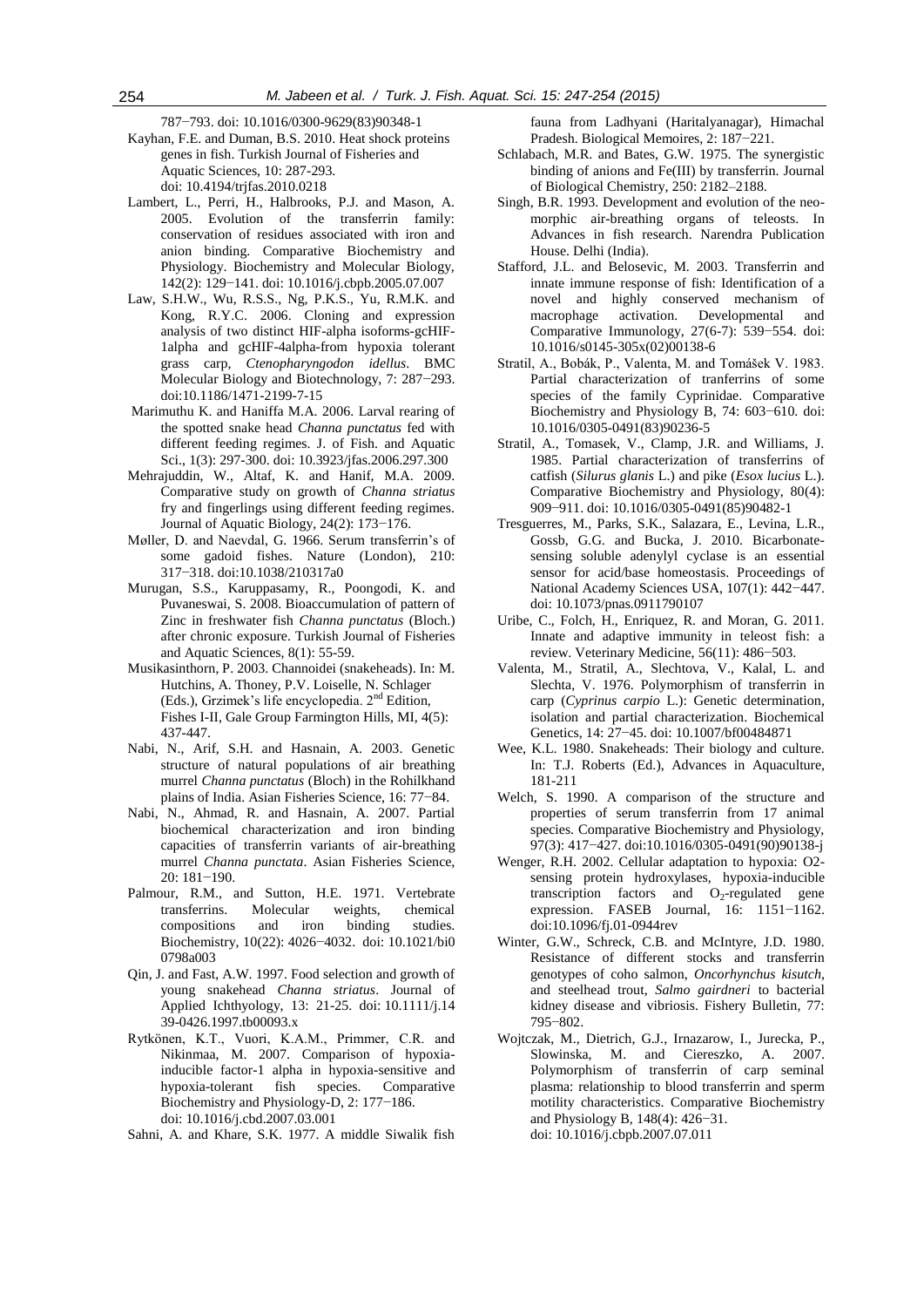787−793. doi: 10.1016/0300-9629(83)90348-1

Kayhan, F.E. and Duman, B.S. 2010. Heat shock proteins genes in fish. Turkish Journal of Fisheries and Aquatic Sciences, 10: 287-293. doi: 10.4194/trjfas.2010.0218

Lambert, L., Perri, H., Halbrooks, P.J. and Mason, A. 2005. Evolution of the transferrin family: conservation of residues associated with iron and anion binding. Comparative Biochemistry and Physiology. Biochemistry and Molecular Biology, 142(2): 129−141. doi: 10.1016/j.cbpb.2005.07.007

Law, S.H.W., Wu, R.S.S., Ng, P.K.S., Yu, R.M.K. and Kong, R.Y.C. 2006. Cloning and expression analysis of two distinct HIF-alpha isoforms-gcHIF-1alpha and gcHIF-4alpha-from hypoxia tolerant grass carp, *Ctenopharyngodon idellus*. BMC Molecular Biology and Biotechnology, 7: 287−293. doi:10.1186/1471-2199-7-15

Marimuthu K. and Haniffa M.A. 2006. Larval rearing of the spotted snake head *Channa punctatus* fed with different feeding regimes. J. of Fish. and Aquatic Sci., 1(3): 297-300. doi: 10.3923/jfas.2006.297.300

Mehrajuddin, W., Altaf, K. and Hanif, M.A. 2009. Comparative study on growth of *Channa striatus* fry and fingerlings using different feeding regimes. Journal of Aquatic Biology, 24(2): 173−176.

Møller, D. and Naevdal, G. 1966. Serum transferrin's of some gadoid fishes. Nature (London), 210: 317−318. doi:10.1038/210317a0

Murugan, S.S., Karuppasamy, R., Poongodi, K. and Puvaneswai, S. 2008. Bioaccumulation of pattern of Zinc in freshwater fish *Channa punctatus* (Bloch.) after chronic exposure. Turkish Journal of Fisheries and Aquatic Sciences, 8(1): 55-59.

Musikasinthorn, P. 2003. Channoidei (snakeheads). In: M. Hutchins, A. Thoney, P.V. Loiselle, N. Schlager (Eds.), Grzimek's life encyclopedia. 2nd Edition, Fishes I-II, Gale Group Farmington Hills, MI, 4(5): 437-447.

Nabi, N., Arif, S.H. and Hasnain, A. 2003. Genetic structure of natural populations of air breathing murrel *Channa punctatus* (Bloch) in the Rohilkhand plains of India. Asian Fisheries Science, 16: 77−84.

Nabi, N., Ahmad, R. and Hasnain, A. 2007. Partial biochemical characterization and iron binding capacities of transferrin variants of air-breathing murrel *Channa punctata*. Asian Fisheries Science, 20: 181−190.

Palmour, R.M., and Sutton, H.E. 1971. Vertebrate transferrins. Molecular weights, chemical compositions and iron binding studies. Biochemistry, 10(22): 4026−4032. doi: 10.1021/bi00798a003

Qin, J. and Fast, A.W. 1997. Food selection and growth of young snakehead *Channa striatus*. Journal of Applied Ichthyology, 13: 21-25. doi: 10.1111/j.1439-0426.1997.tb00093.x

Rytkönen, K.T., Vuori, K.A.M., Primmer, C.R. and Nikinmaa, M. 2007. Comparison of hypoxia-inducible factor-1 alpha in hypoxia-sensitive and hypoxia-tolerant fish species. Comparative Biochemistry and Physiology-D, 2: 177−186. doi: 10.1016/j.cbd.2007.03.001

Sahni, A. and Khare, S.K. 1977. A middle Siwalik fish fauna from Ladhyani (Haritalyanagar), Himachal Pradesh. Biological Memoires, 2: 187−221.

Schlabach, M.R. and Bates, G.W. 1975. The synergistic binding of anions and Fe(III) by transferrin. Journal of Biological Chemistry, 250: 2182–2188.

Singh, B.R. 1993. Development and evolution of the neo-morphic air-breathing organs of teleosts. In Advances in fish research. Narendra Publication House. Delhi (India).

Stafford, J.L. and Belosevic, M. 2003. Transferrin and innate immune response of fish: Identification of a novel and highly conserved mechanism of macrophage activation. Developmental and Comparative Immunology, 27(6-7): 539−554. doi: 10.1016/s0145-305x(02)00138-6

Stratil, A., Bobák, P., Valenta, M. and Tomášek V. 1983. Partial characterization of tranferrins of some species of the family Cyprinidae. Comparative Biochemistry and Physiology B, 74: 603−610. doi: 10.1016/0305-0491(83)90236-5

Stratil, A., Tomasek, V., Clamp, J.R. and Williams, J. 1985. Partial characterization of transferrins of catfish (*Silurus glanis* L.) and pike (*Esox lucius* L.). Comparative Biochemistry and Physiology, 80(4): 909−911. doi: 10.1016/0305-0491(85)90482-1

Tresguerres, M., Parks, S.K., Salazara, E., Levina, L.R., Gossb, G.G. and Bucka, J. 2010. Bicarbonate-sensing soluble adenylyl cyclase is an essential sensor for acid/base homeostasis. Proceedings of National Academy Sciences USA, 107(1): 442−447. doi: 10.1073/pnas.0911790107

Uribe, C., Folch, H., Enriquez, R. and Moran, G. 2011. Innate and adaptive immunity in teleost fish: a review. Veterinary Medicine, 56(11): 486−503.

Valenta, M., Stratil, A., Slechtova, V., Kalal, L. and Slechta, V. 1976. Polymorphism of transferrin in carp (*Cyprinus carpio* L.): Genetic determination, isolation and partial characterization. Biochemical Genetics, 14: 27−45. doi: 10.1007/bf00484871

Wee, K.L. 1980. Snakeheads: Their biology and culture. In: T.J. Roberts (Ed.), Advances in Aquaculture, 181-211

Welch, S. 1990. A comparison of the structure and properties of serum transferrin from 17 animal species. Comparative Biochemistry and Physiology, 97(3): 417−427. doi:10.1016/0305-0491(90)90138-j

Wenger, R.H. 2002. Cellular adaptation to hypoxia: O2-sensing protein hydroxylases, hypoxia-inducible transcription factors and $O_2$-regulated gene expression. FASEB Journal, 16: 1151−1162. doi:10.1096/fj.01-0944rev

Winter, G.W., Schreck, C.B. and McIntyre, J.D. 1980. Resistance of different stocks and transferrin genotypes of coho salmon, *Oncorhynchus kisutch*, and steelhead trout, *Salmo gairdneri* to bacterial kidney disease and vibriosis. Fishery Bulletin, 77: 795−802.

Wojtczak, M., Dietrich, G.J., Irnazarow, I., Jurecka, P., Slowinska, M. and Ciereszko, A. 2007. Polymorphism of transferrin of carp seminal plasma: relationship to blood transferrin and sperm motility characteristics. Comparative Biochemistry and Physiology B, 148(4): 426−31. doi: 10.1016/j.cbpb.2007.07.011